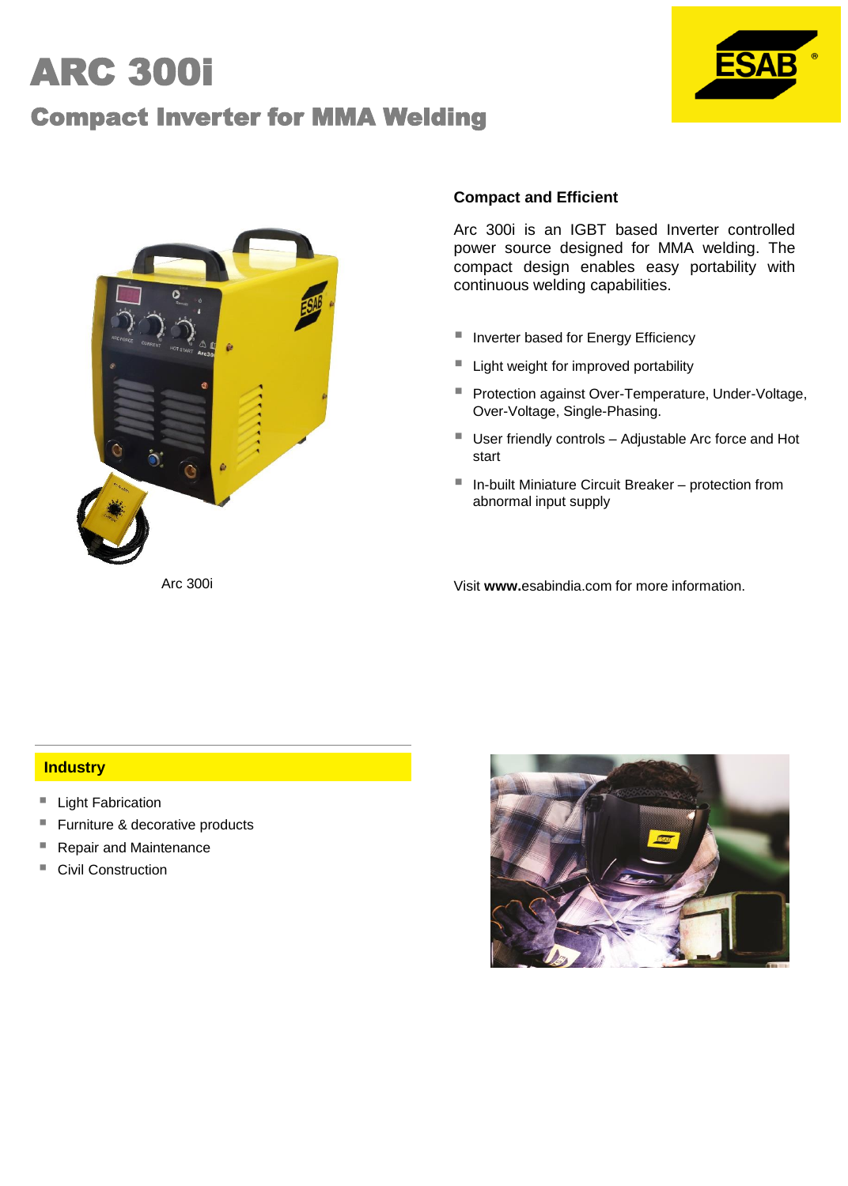# ARC 300i

## Compact Inverter for MMA Welding

Arc 300i

### Compact and Efficient

Arc 300i is an IGBT based Inverter controlled power source designed for MMA welding. The compact design enables easy portability with continuous welding capabilities.

- Inverter based for Energy Efficiency
- Light weight for improved portability
- Protection against Over-Temperature, Under-Voltage, Over-Voltage, Single-Phasing.
- User friendly controls – Adjustable Arc force and Hot start
- In-built Miniature Circuit Breaker – protection from abnormal input supply

Visit **www.**esabindia.com for more information.

### Industry

- Light Fabrication
- Furniture & decorative products
- Repair and Maintenance
- Civil Construction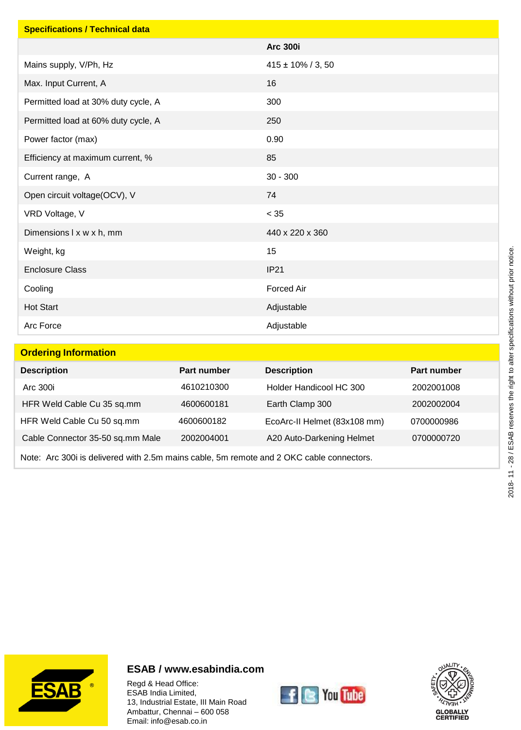## Specifications / Technical data

| | Arc 300i |
|---|---|
| Mains supply, V/Ph, Hz | 415 ± 10% / 3, 50 |
| Max. Input Current, A | 16 |
| Permitted load at 30% duty cycle, A | 300 |
| Permitted load at 60% duty cycle, A | 250 |
| Power factor (max) | 0.90 |
| Efficiency at maximum current, % | 85 |
| Current range, A | 30 - 300 |
| Open circuit voltage(OCV), V | 74 |
| VRD Voltage, V | < 35 |
| Dimensions l x w x h, mm | 440 x 220 x 360 |
| Weight, kg | 15 |
| Enclosure Class | IP21 |
| Cooling | Forced Air |
| Hot Start | Adjustable |
| Arc Force | Adjustable |

## Ordering Information

| Description | Part number | Description | Part number |
|---|---|---|---|
| Arc 300i | 4610210300 | Holder Handicool HC 300 | 2002001008 |
| HFR Weld Cable Cu 35 sq.mm | 4600600181 | Earth Clamp 300 | 2002002004 |
| HFR Weld Cable Cu 50 sq.mm | 4600600182 | EcoArc-II Helmet (83x108 mm) | 0700000986 |
| Cable Connector 35-50 sq.mm Male | 2002004001 | A20 Auto-Darkening Helmet | 0700000720 |

Note: Arc 300i is delivered with 2.5m mains cable, 5m remote and 2 OKC cable connectors.

2018- 11 - 28 / ESAB reserves the right to alter specifications without prior notice.

**ESAB / www.esabindia.com**

Regd & Head Office:
ESAB India Limited,
13, Industrial Estate, III Main Road
Ambattur, Chennai – 600 058
Email: info@esab.co.in

GLOBALLY CERTIFIED